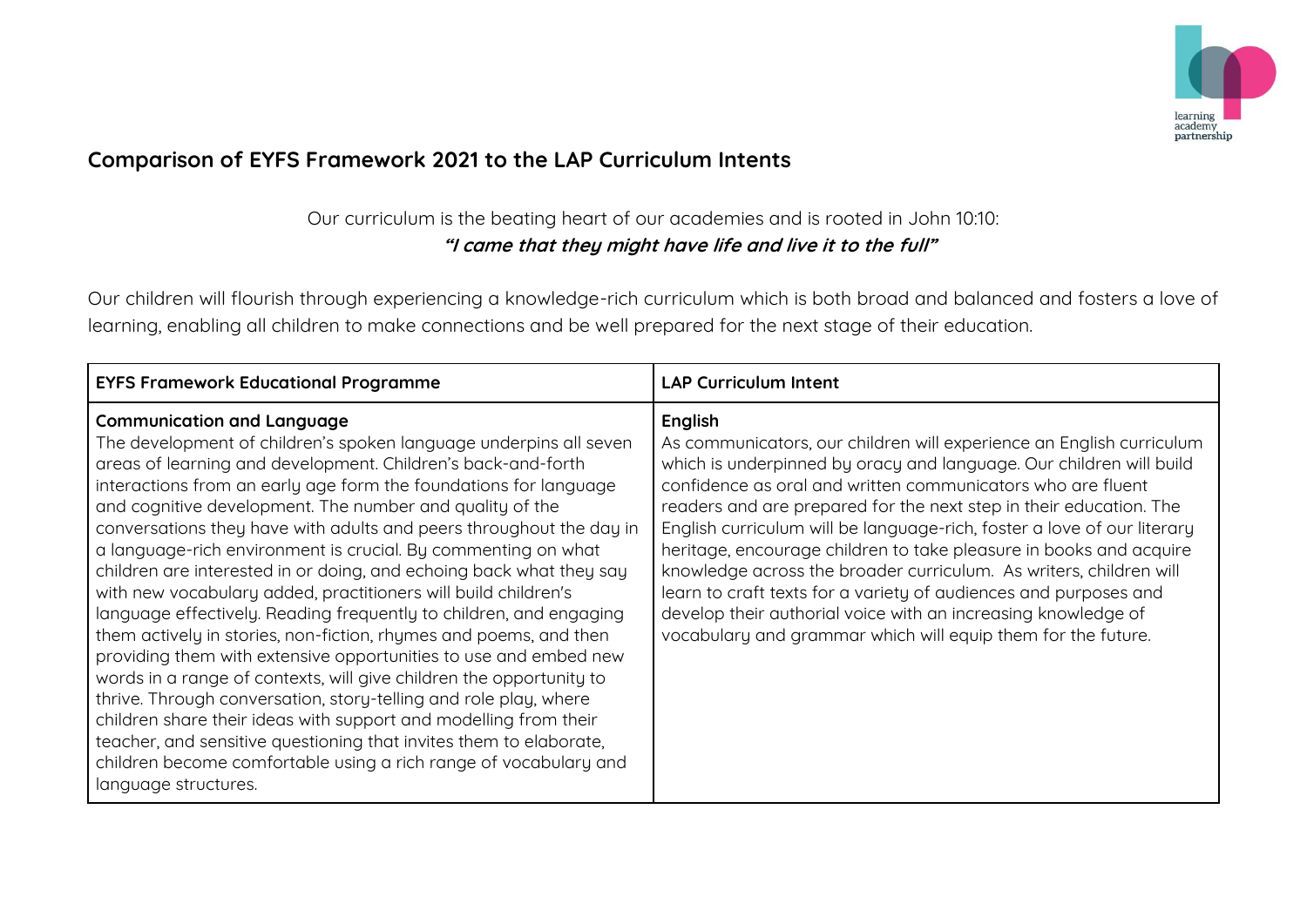## Comparison of EYFS Framework 2021 to the LAP Curriculum Intents

Our curriculum is the beating heart of our academies and is rooted in John 10:10:
***"I came that they might have life and live it to the full"***

Our children will flourish through experiencing a knowledge-rich curriculum which is both broad and balanced and fosters a love of learning, enabling all children to make connections and be well prepared for the next stage of their education.

| EYFS Framework Educational Programme | LAP Curriculum Intent |
| --- | --- |
| **Communication and Language**<br>The development of children's spoken language underpins all seven areas of learning and development. Children's back-and-forth interactions from an early age form the foundations for language and cognitive development. The number and quality of the conversations they have with adults and peers throughout the day in a language-rich environment is crucial. By commenting on what children are interested in or doing, and echoing back what they say with new vocabulary added, practitioners will build children's language effectively. Reading frequently to children, and engaging them actively in stories, non-fiction, rhymes and poems, and then providing them with extensive opportunities to use and embed new words in a range of contexts, will give children the opportunity to thrive. Through conversation, story-telling and role play, where children share their ideas with support and modelling from their teacher, and sensitive questioning that invites them to elaborate, children become comfortable using a rich range of vocabulary and language structures. | **English**<br>As communicators, our children will experience an English curriculum which is underpinned by oracy and language. Our children will build confidence as oral and written communicators who are fluent readers and are prepared for the next step in their education. The English curriculum will be language-rich, foster a love of our literary heritage, encourage children to take pleasure in books and acquire knowledge across the broader curriculum. As writers, children will learn to craft texts for a variety of audiences and purposes and develop their authorial voice with an increasing knowledge of vocabulary and grammar which will equip them for the future. |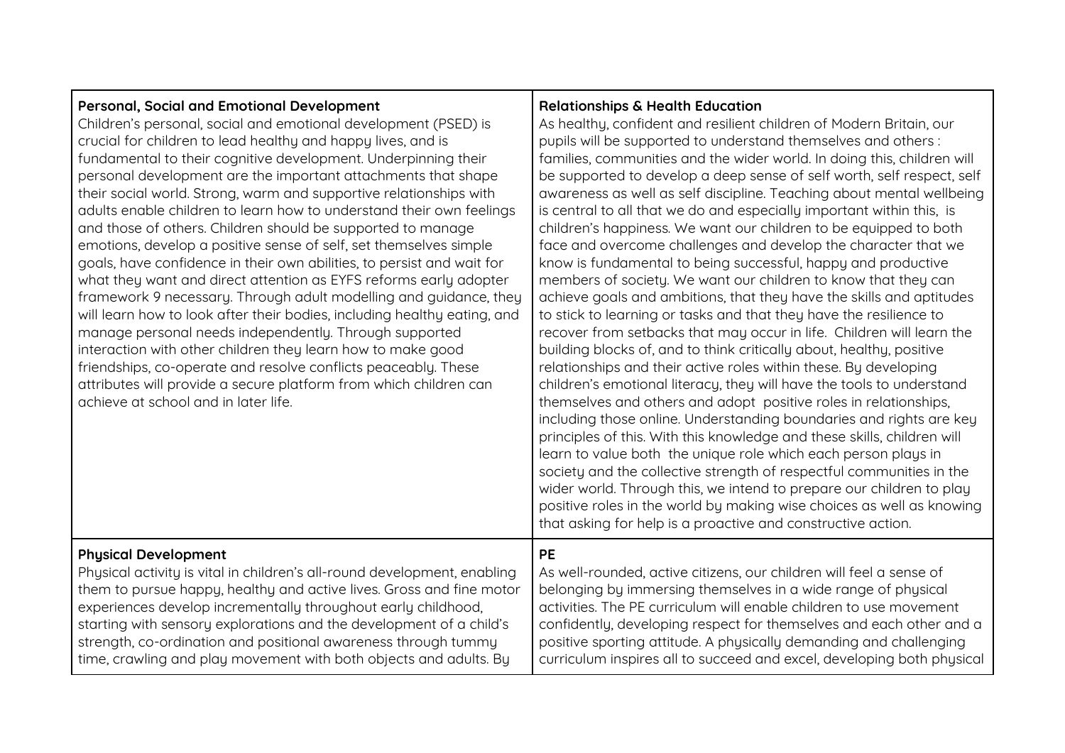| **Personal, Social and Emotional Development** | **Relationships & Health Education** |
|---|---|
| Children's personal, social and emotional development (PSED) is crucial for children to lead healthy and happy lives, and is fundamental to their cognitive development. Underpinning their personal development are the important attachments that shape their social world. Strong, warm and supportive relationships with adults enable children to learn how to understand their own feelings and those of others. Children should be supported to manage emotions, develop a positive sense of self, set themselves simple goals, have confidence in their own abilities, to persist and wait for what they want and direct attention as EYFS reforms early adopter framework 9 necessary. Through adult modelling and guidance, they will learn how to look after their bodies, including healthy eating, and manage personal needs independently. Through supported interaction with other children they learn how to make good friendships, co-operate and resolve conflicts peaceably. These attributes will provide a secure platform from which children can achieve at school and in later life. | As healthy, confident and resilient children of Modern Britain, our pupils will be supported to understand themselves and others : families, communities and the wider world. In doing this, children will be supported to develop a deep sense of self worth, self respect, self awareness as well as self discipline. Teaching about mental wellbeing is central to all that we do and especially important within this, is children's happiness. We want our children to be equipped to both face and overcome challenges and develop the character that we know is fundamental to being successful, happy and productive members of society. We want our children to know that they can achieve goals and ambitions, that they have the skills and aptitudes to stick to learning or tasks and that they have the resilience to recover from setbacks that may occur in life. Children will learn the building blocks of, and to think critically about, healthy, positive relationships and their active roles within these. By developing children's emotional literacy, they will have the tools to understand themselves and others and adopt positive roles in relationships, including those online. Understanding boundaries and rights are key principles of this. With this knowledge and these skills, children will learn to value both the unique role which each person plays in society and the collective strength of respectful communities in the wider world. Through this, we intend to prepare our children to play positive roles in the world by making wise choices as well as knowing that asking for help is a proactive and constructive action. |
| **Physical Development**<br>Physical activity is vital in children's all-round development, enabling them to pursue happy, healthy and active lives. Gross and fine motor experiences develop incrementally throughout early childhood, starting with sensory explorations and the development of a child's strength, co-ordination and positional awareness through tummy time, crawling and play movement with both objects and adults. By | **PE**<br>As well-rounded, active citizens, our children will feel a sense of belonging by immersing themselves in a wide range of physical activities. The PE curriculum will enable children to use movement confidently, developing respect for themselves and each other and a positive sporting attitude. A physically demanding and challenging curriculum inspires all to succeed and excel, developing both physical |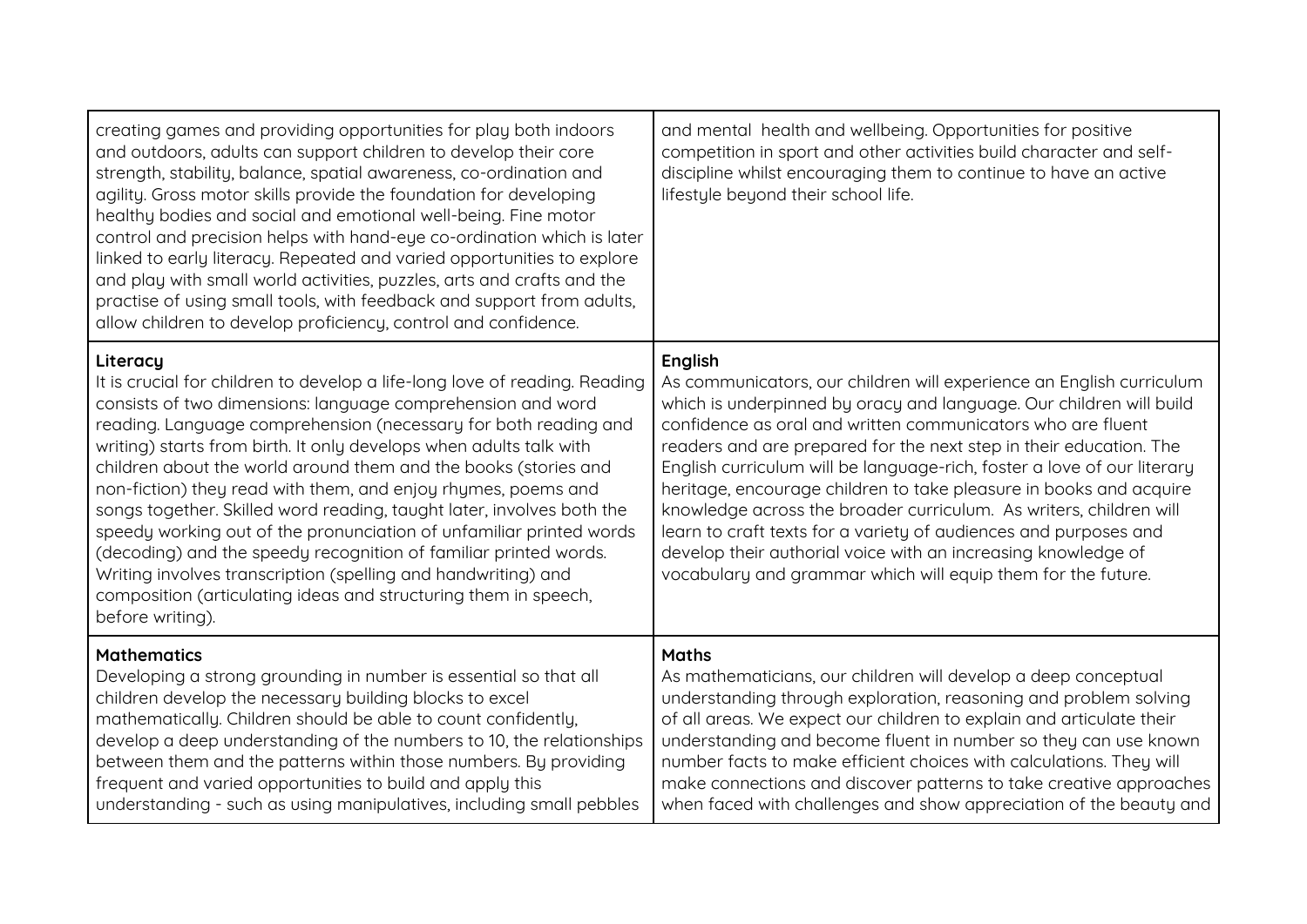| | |
|---|---|
| creating games and providing opportunities for play both indoors and outdoors, adults can support children to develop their core strength, stability, balance, spatial awareness, co-ordination and agility. Gross motor skills provide the foundation for developing healthy bodies and social and emotional well-being. Fine motor control and precision helps with hand-eye co-ordination which is later linked to early literacy. Repeated and varied opportunities to explore and play with small world activities, puzzles, arts and crafts and the practise of using small tools, with feedback and support from adults, allow children to develop proficiency, control and confidence. | and mental health and wellbeing. Opportunities for positive competition in sport and other activities build character and self-discipline whilst encouraging them to continue to have an active lifestyle beyond their school life. |
| **Literacy**<br>It is crucial for children to develop a life-long love of reading. Reading consists of two dimensions: language comprehension and word reading. Language comprehension (necessary for both reading and writing) starts from birth. It only develops when adults talk with children about the world around them and the books (stories and non-fiction) they read with them, and enjoy rhymes, poems and songs together. Skilled word reading, taught later, involves both the speedy working out of the pronunciation of unfamiliar printed words (decoding) and the speedy recognition of familiar printed words. Writing involves transcription (spelling and handwriting) and composition (articulating ideas and structuring them in speech, before writing). | **English**<br>As communicators, our children will experience an English curriculum which is underpinned by oracy and language. Our children will build confidence as oral and written communicators who are fluent readers and are prepared for the next step in their education. The English curriculum will be language-rich, foster a love of our literary heritage, encourage children to take pleasure in books and acquire knowledge across the broader curriculum. As writers, children will learn to craft texts for a variety of audiences and purposes and develop their authorial voice with an increasing knowledge of vocabulary and grammar which will equip them for the future. |
| **Mathematics**<br>Developing a strong grounding in number is essential so that all children develop the necessary building blocks to excel mathematically. Children should be able to count confidently, develop a deep understanding of the numbers to 10, the relationships between them and the patterns within those numbers. By providing frequent and varied opportunities to build and apply this understanding - such as using manipulatives, including small pebbles | **Maths**<br>As mathematicians, our children will develop a deep conceptual understanding through exploration, reasoning and problem solving of all areas. We expect our children to explain and articulate their understanding and become fluent in number so they can use known number facts to make efficient choices with calculations. They will make connections and discover patterns to take creative approaches when faced with challenges and show appreciation of the beauty and |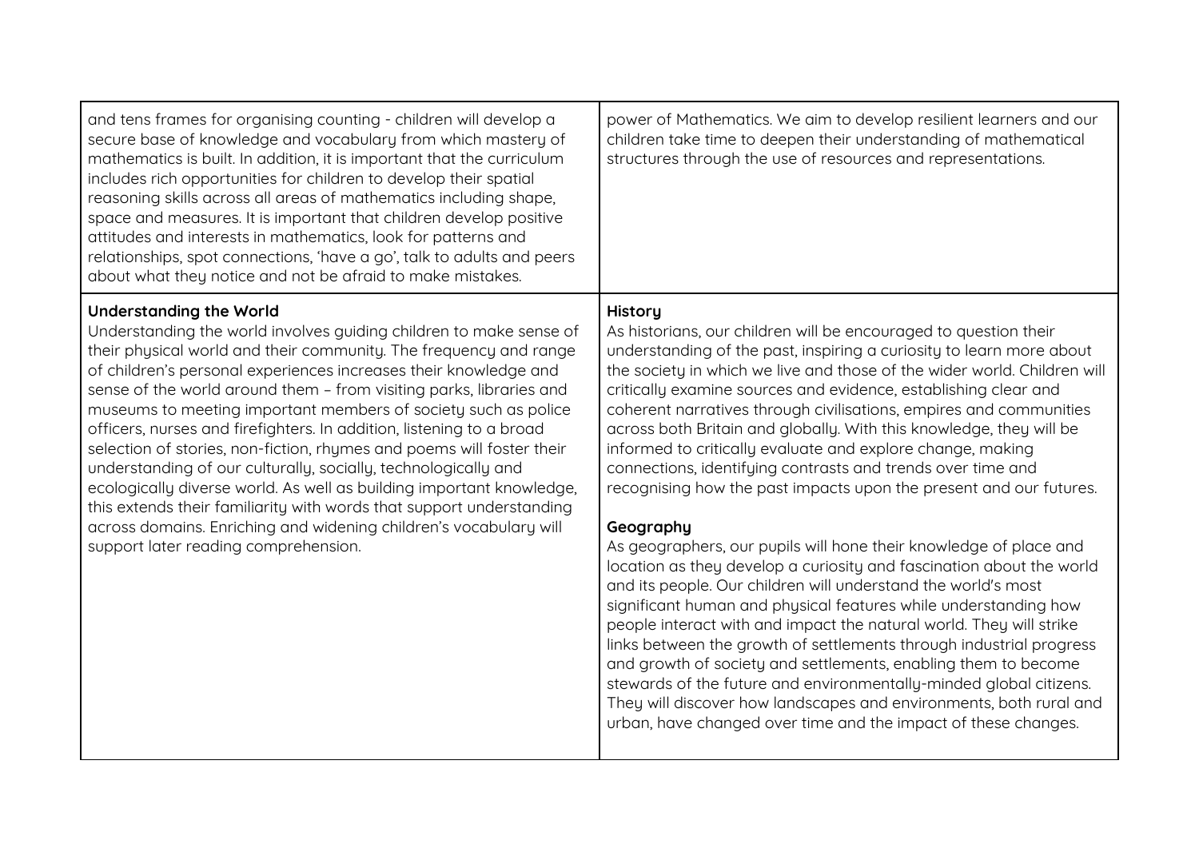| | |
|---|---|
| and tens frames for organising counting - children will develop a secure base of knowledge and vocabulary from which mastery of mathematics is built. In addition, it is important that the curriculum includes rich opportunities for children to develop their spatial reasoning skills across all areas of mathematics including shape, space and measures. It is important that children develop positive attitudes and interests in mathematics, look for patterns and relationships, spot connections, 'have a go', talk to adults and peers about what they notice and not be afraid to make mistakes. | power of Mathematics. We aim to develop resilient learners and our children take time to deepen their understanding of mathematical structures through the use of resources and representations. |
| **Understanding the World**<br>Understanding the world involves guiding children to make sense of their physical world and their community. The frequency and range of children's personal experiences increases their knowledge and sense of the world around them – from visiting parks, libraries and museums to meeting important members of society such as police officers, nurses and firefighters. In addition, listening to a broad selection of stories, non-fiction, rhymes and poems will foster their understanding of our culturally, socially, technologically and ecologically diverse world. As well as building important knowledge, this extends their familiarity with words that support understanding across domains. Enriching and widening children's vocabulary will support later reading comprehension. | **History**<br>As historians, our children will be encouraged to question their understanding of the past, inspiring a curiosity to learn more about the society in which we live and those of the wider world. Children will critically examine sources and evidence, establishing clear and coherent narratives through civilisations, empires and communities across both Britain and globally. With this knowledge, they will be informed to critically evaluate and explore change, making connections, identifying contrasts and trends over time and recognising how the past impacts upon the present and our futures.<br><br>**Geography**<br>As geographers, our pupils will hone their knowledge of place and location as they develop a curiosity and fascination about the world and its people. Our children will understand the world's most significant human and physical features while understanding how people interact with and impact the natural world. They will strike links between the growth of settlements through industrial progress and growth of society and settlements, enabling them to become stewards of the future and environmentally-minded global citizens. They will discover how landscapes and environments, both rural and urban, have changed over time and the impact of these changes. |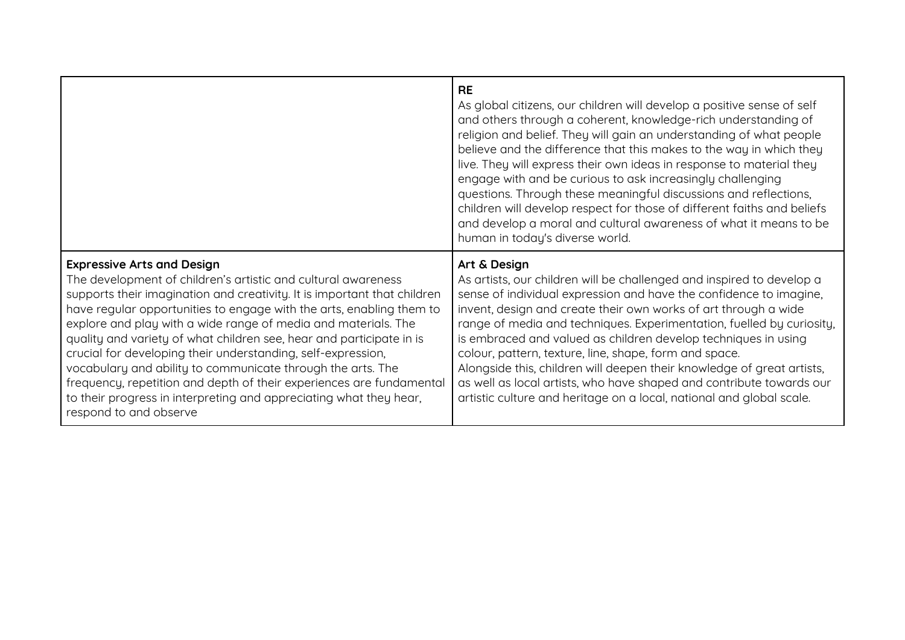| | |
|---|---|
| | **RE**<br>As global citizens, our children will develop a positive sense of self and others through a coherent, knowledge-rich understanding of religion and belief. They will gain an understanding of what people believe and the difference that this makes to the way in which they live. They will express their own ideas in response to material they engage with and be curious to ask increasingly challenging questions. Through these meaningful discussions and reflections, children will develop respect for those of different faiths and beliefs and develop a moral and cultural awareness of what it means to be human in today's diverse world. |
| **Expressive Arts and Design**<br>The development of children's artistic and cultural awareness supports their imagination and creativity. It is important that children have regular opportunities to engage with the arts, enabling them to explore and play with a wide range of media and materials. The quality and variety of what children see, hear and participate in is crucial for developing their understanding, self-expression, vocabulary and ability to communicate through the arts. The frequency, repetition and depth of their experiences are fundamental to their progress in interpreting and appreciating what they hear, respond to and observe | **Art & Design**<br>As artists, our children will be challenged and inspired to develop a sense of individual expression and have the confidence to imagine, invent, design and create their own works of art through a wide range of media and techniques. Experimentation, fuelled by curiosity, is embraced and valued as children develop techniques in using colour, pattern, texture, line, shape, form and space.<br>Alongside this, children will deepen their knowledge of great artists, as well as local artists, who have shaped and contribute towards our artistic culture and heritage on a local, national and global scale. |